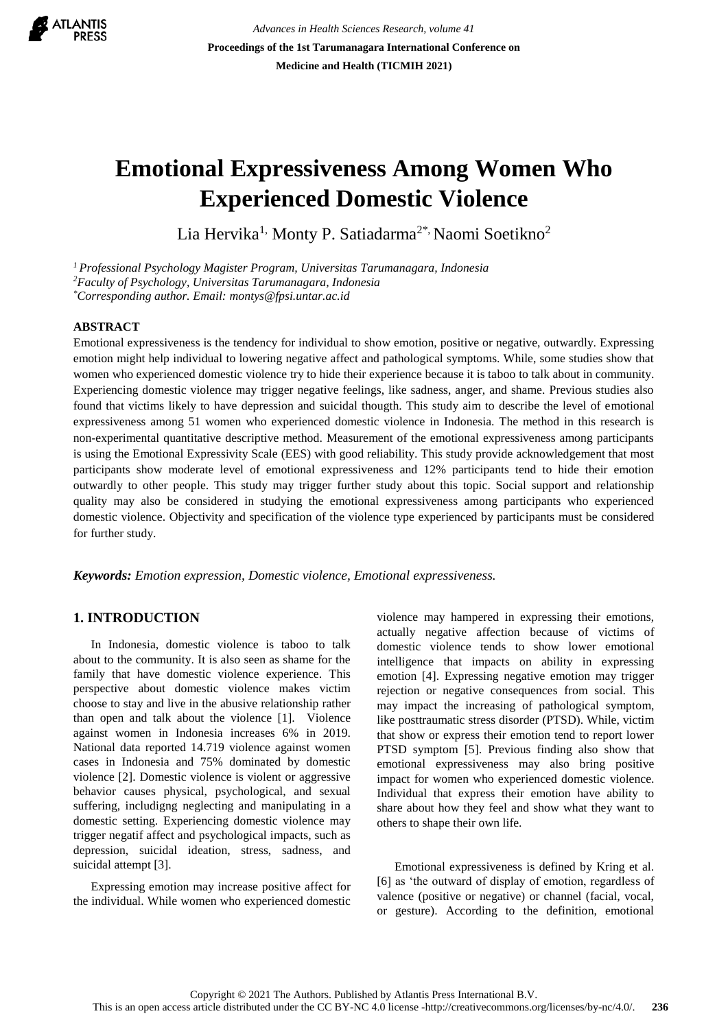# Emotional Expressiveness Among Women Who Experienced Domestic Violence

Lia Hervika[1], Monty P. Satiadarma[2*], Naomi Soetikno[2]

[1] Professional Psychology Magister Program, Universitas Tarumanagara, Indonesia
[2] Faculty of Psychology, Universitas Tarumanagara, Indonesia
[*] Corresponding author. Email: montys@fpsi.untar.ac.id

## ABSTRACT

Emotional expressiveness is the tendency for individual to show emotion, positive or negative, outwardly. Expressing emotion might help individual to lowering negative affect and pathological symptoms. While, some studies show that women who experienced domestic violence try to hide their experience because it is taboo to talk about in community. Experiencing domestic violence may trigger negative feelings, like sadness, anger, and shame. Previous studies also found that victims likely to have depression and suicidal thougth. This study aim to describe the level of emotional expressiveness among 51 women who experienced domestic violence in Indonesia. The method in this research is non-experimental quantitative descriptive method. Measurement of the emotional expressiveness among participants is using the Emotional Expressivity Scale (EES) with good reliability. This study provide acknowledgement that most participants show moderate level of emotional expressiveness and 12% participants tend to hide their emotion outwardly to other people. This study may trigger further study about this topic. Social support and relationship quality may also be considered in studying the emotional expressiveness among participants who experienced domestic violence. Objectivity and specification of the violence type experienced by participants must be considered for further study.

***Keywords:*** *Emotion expression, Domestic violence, Emotional expressiveness.*

## 1. INTRODUCTION

In Indonesia, domestic violence is taboo to talk about to the community. It is also seen as shame for the family that have domestic violence experience. This perspective about domestic violence makes victim choose to stay and live in the abusive relationship rather than open and talk about the violence [1]. Violence against women in Indonesia increases 6% in 2019. National data reported 14.719 violence against women cases in Indonesia and 75% dominated by domestic violence [2]. Domestic violence is violent or aggressive behavior causes physical, psychological, and sexual suffering, includigng neglecting and manipulating in a domestic setting. Experiencing domestic violence may trigger negatif affect and psychological impacts, such as depression, suicidal ideation, stress, sadness, and suicidal attempt [3].

Expressing emotion may increase positive affect for the individual. While women who experienced domestic violence may hampered in expressing their emotions, actually negative affection because of victims of domestic violence tends to show lower emotional intelligence that impacts on ability in expressing emotion [4]. Expressing negative emotion may trigger rejection or negative consequences from social. This may impact the increasing of pathological symptom, like posttraumatic stress disorder (PTSD). While, victim that show or express their emotion tend to report lower PTSD symptom [5]. Previous finding also show that emotional expressiveness may also bring positive impact for women who experienced domestic violence. Individual that express their emotion have ability to share about how they feel and show what they want to others to shape their own life.

Emotional expressiveness is defined by Kring et al. [6] as 'the outward of display of emotion, regardless of valence (positive or negative) or channel (facial, vocal, or gesture). According to the definition, emotional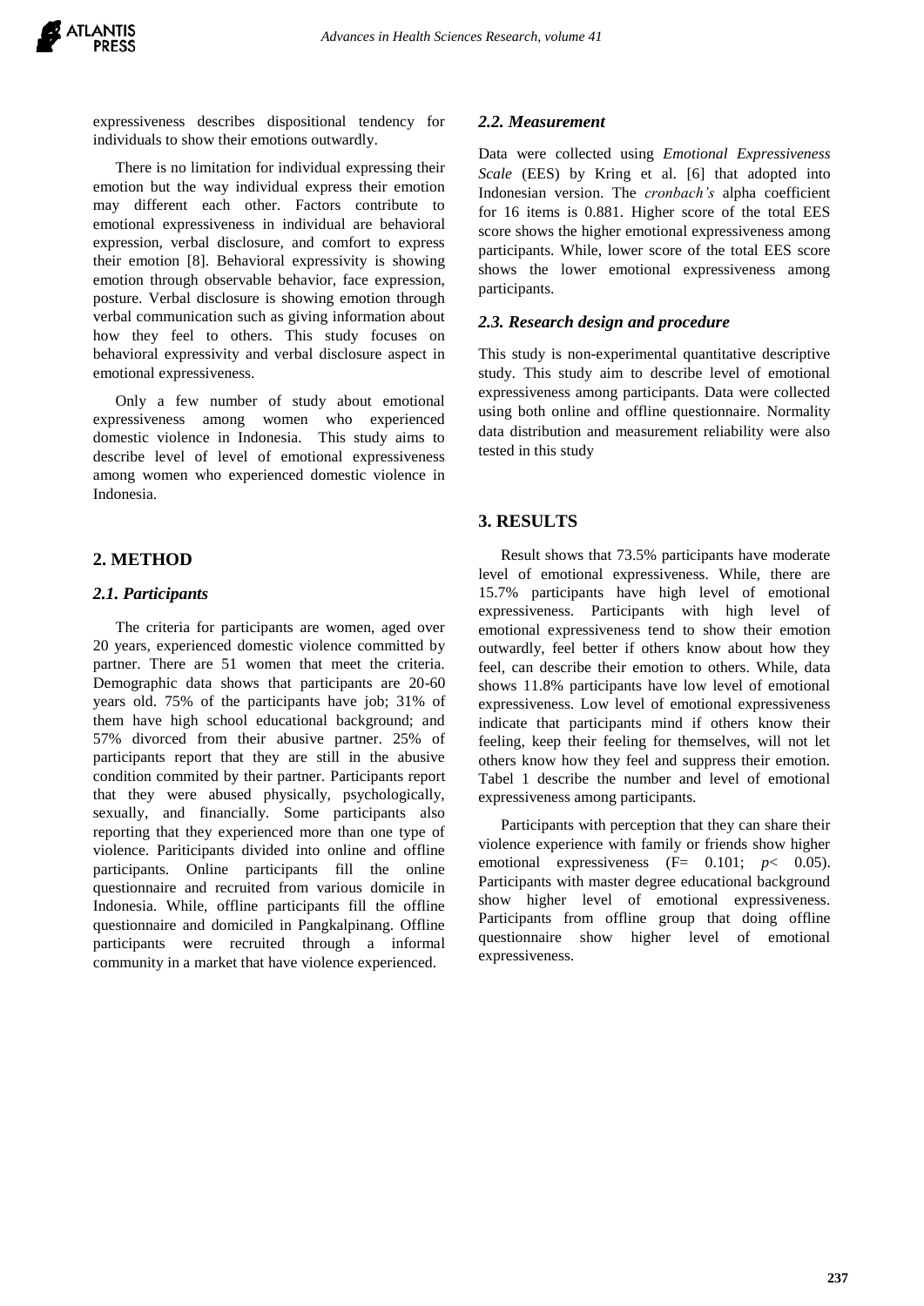expressiveness describes dispositional tendency for individuals to show their emotions outwardly.

There is no limitation for individual expressing their emotion but the way individual express their emotion may different each other. Factors contribute to emotional expressiveness in individual are behavioral expression, verbal disclosure, and comfort to express their emotion [8]. Behavioral expressivity is showing emotion through observable behavior, face expression, posture. Verbal disclosure is showing emotion through verbal communication such as giving information about how they feel to others. This study focuses on behavioral expressivity and verbal disclosure aspect in emotional expressiveness.

Only a few number of study about emotional expressiveness among women who experienced domestic violence in Indonesia. This study aims to describe level of level of emotional expressiveness among women who experienced domestic violence in Indonesia.

## 2. METHOD

### 2.1. Participants

The criteria for participants are women, aged over 20 years, experienced domestic violence committed by partner. There are 51 women that meet the criteria. Demographic data shows that participants are 20-60 years old. 75% of the participants have job; 31% of them have high school educational background; and 57% divorced from their abusive partner. 25% of participants report that they are still in the abusive condition commited by their partner. Participants report that they were abused physically, psychologically, sexually, and financially. Some participants also reporting that they experienced more than one type of violence. Pariticipants divided into online and offline participants. Online participants fill the online questionnaire and recruited from various domicile in Indonesia. While, offline participants fill the offline questionnaire and domiciled in Pangkalpinang. Offline participants were recruited through a informal community in a market that have violence experienced.

### 2.2. Measurement

Data were collected using *Emotional Expressiveness Scale* (EES) by Kring et al. [6] that adopted into Indonesian version. The *cronbach's* alpha coefficient for 16 items is 0.881. Higher score of the total EES score shows the higher emotional expressiveness among participants. While, lower score of the total EES score shows the lower emotional expressiveness among participants.

### 2.3. Research design and procedure

This study is non-experimental quantitative descriptive study. This study aim to describe level of emotional expressiveness among participants. Data were collected using both online and offline questionnaire. Normality data distribution and measurement reliability were also tested in this study

## 3. RESULTS

Result shows that 73.5% participants have moderate level of emotional expressiveness. While, there are 15.7% participants have high level of emotional expressiveness. Participants with high level of emotional expressiveness tend to show their emotion outwardly, feel better if others know about how they feel, can describe their emotion to others. While, data shows 11.8% participants have low level of emotional expressiveness. Low level of emotional expressiveness indicate that participants mind if others know their feeling, keep their feeling for themselves, will not let others know how they feel and suppress their emotion. Tabel 1 describe the number and level of emotional expressiveness among participants.

Participants with perception that they can share their violence experience with family or friends show higher emotional expressiveness ($F = 0.101$; $p < 0.05$). Participants with master degree educational background show higher level of emotional expressiveness. Participants from offline group that doing offline questionnaire show higher level of emotional expressiveness.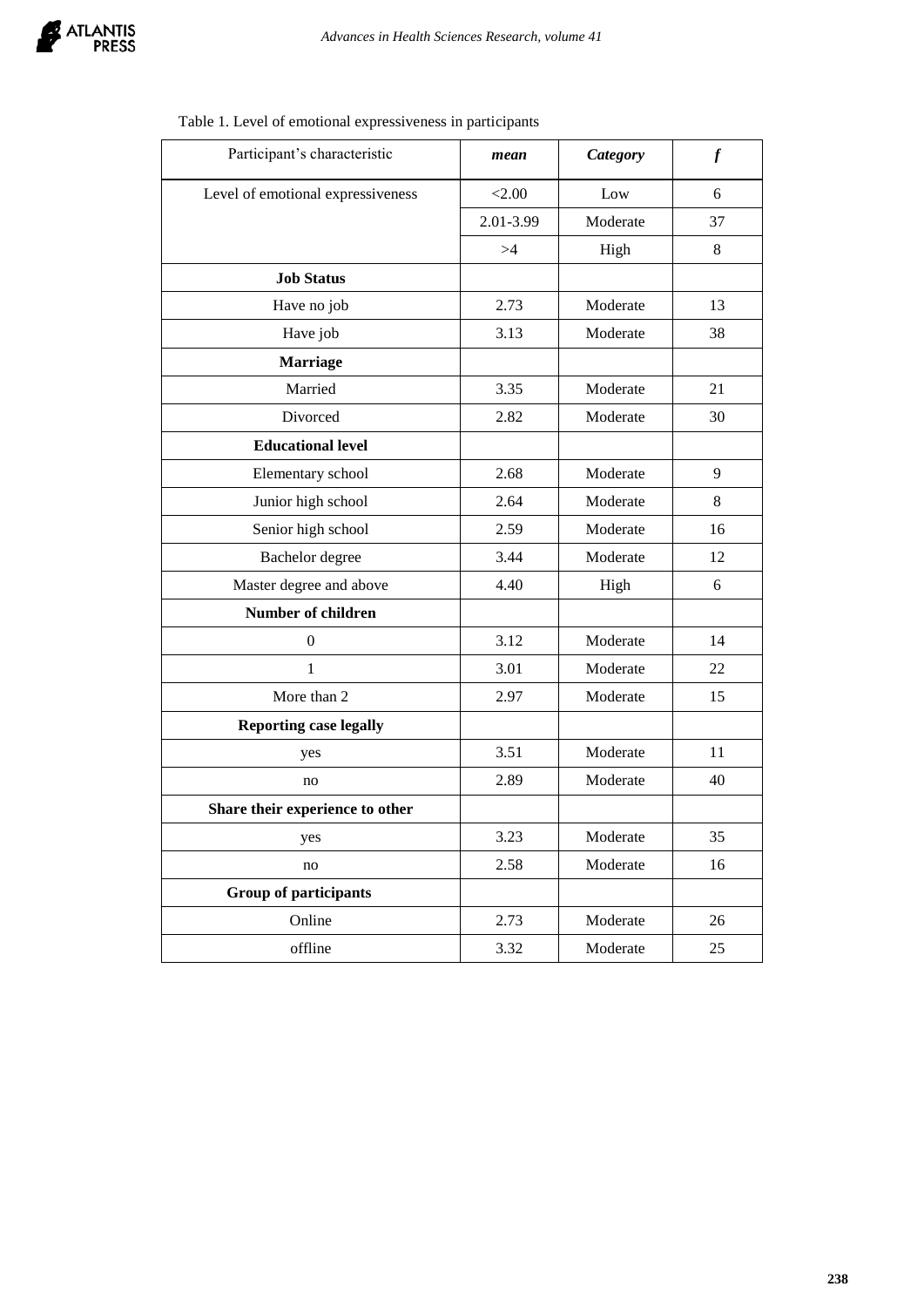Table 1. Level of emotional expressiveness in participants

| Participant's characteristic | *mean* | *Category* | *f* |
|---|---|---|---|
| Level of emotional expressiveness | <2.00 | Low | 6 |
| | 2.01-3.99 | Moderate | 37 |
| | >4 | High | 8 |
| **Job Status** | | | |
| Have no job | 2.73 | Moderate | 13 |
| Have job | 3.13 | Moderate | 38 |
| **Marriage** | | | |
| Married | 3.35 | Moderate | 21 |
| Divorced | 2.82 | Moderate | 30 |
| **Educational level** | | | |
| Elementary school | 2.68 | Moderate | 9 |
| Junior high school | 2.64 | Moderate | 8 |
| Senior high school | 2.59 | Moderate | 16 |
| Bachelor degree | 3.44 | Moderate | 12 |
| Master degree and above | 4.40 | High | 6 |
| **Number of children** | | | |
| 0 | 3.12 | Moderate | 14 |
| 1 | 3.01 | Moderate | 22 |
| More than 2 | 2.97 | Moderate | 15 |
| **Reporting case legally** | | | |
| yes | 3.51 | Moderate | 11 |
| no | 2.89 | Moderate | 40 |
| **Share their experience to other** | | | |
| yes | 3.23 | Moderate | 35 |
| no | 2.58 | Moderate | 16 |
| **Group of participants** | | | |
| Online | 2.73 | Moderate | 26 |
| offline | 3.32 | Moderate | 25 |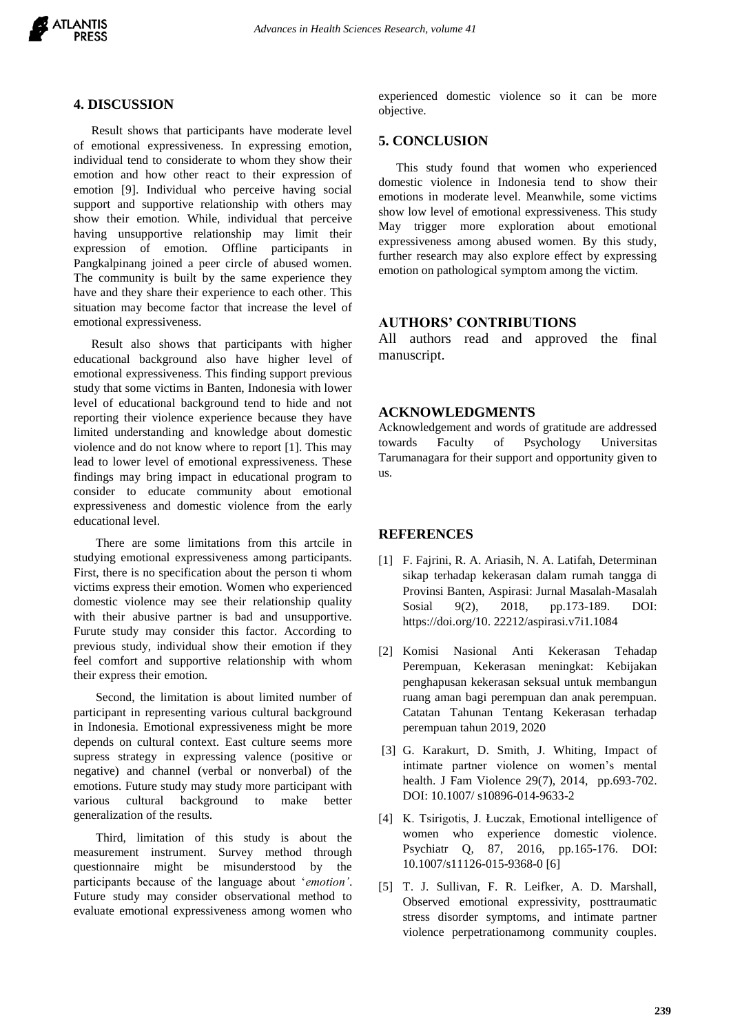## 4. DISCUSSION

Result shows that participants have moderate level of emotional expressiveness. In expressing emotion, individual tend to considerate to whom they show their emotion and how other react to their expression of emotion [9]. Individual who perceive having social support and supportive relationship with others may show their emotion. While, individual that perceive having unsupportive relationship may limit their expression of emotion. Offline participants in Pangkalpinang joined a peer circle of abused women. The community is built by the same experience they have and they share their experience to each other. This situation may become factor that increase the level of emotional expressiveness.

Result also shows that participants with higher educational background also have higher level of emotional expressiveness. This finding support previous study that some victims in Banten, Indonesia with lower level of educational background tend to hide and not reporting their violence experience because they have limited understanding and knowledge about domestic violence and do not know where to report [1]. This may lead to lower level of emotional expressiveness. These findings may bring impact in educational program to consider to educate community about emotional expressiveness and domestic violence from the early educational level.

There are some limitations from this artcile in studying emotional expressiveness among participants. First, there is no specification about the person ti whom victims express their emotion. Women who experienced domestic violence may see their relationship quality with their abusive partner is bad and unsupportive. Furute study may consider this factor. According to previous study, individual show their emotion if they feel comfort and supportive relationship with whom their express their emotion.

Second, the limitation is about limited number of participant in representing various cultural background in Indonesia. Emotional expressiveness might be more depends on cultural context. East culture seems more supress strategy in expressing valence (positive or negative) and channel (verbal or nonverbal) of the emotions. Future study may study more participant with various cultural background to make better generalization of the results.

Third, limitation of this study is about the measurement instrument. Survey method through questionnaire might be misunderstood by the participants because of the language about '*emotion'*. Future study may consider observational method to evaluate emotional expressiveness among women who experienced domestic violence so it can be more objective.

## 5. CONCLUSION

This study found that women who experienced domestic violence in Indonesia tend to show their emotions in moderate level. Meanwhile, some victims show low level of emotional expressiveness. This study May trigger more exploration about emotional expressiveness among abused women. By this study, further research may also explore effect by expressing emotion on pathological symptom among the victim.

## AUTHORS' CONTRIBUTIONS

All authors read and approved the final manuscript.

## ACKNOWLEDGMENTS

Acknowledgement and words of gratitude are addressed towards Faculty of Psychology Universitas Tarumanagara for their support and opportunity given to us.

## REFERENCES

[1] F. Fajrini, R. A. Ariasih, N. A. Latifah, Determinan sikap terhadap kekerasan dalam rumah tangga di Provinsi Banten, Aspirasi: Jurnal Masalah-Masalah Sosial 9(2), 2018, pp.173-189. DOI: https://doi.org/10. 22212/aspirasi.v7i1.1084

[2] Komisi Nasional Anti Kekerasan Tehadap Perempuan, Kekerasan meningkat: Kebijakan penghapusan kekerasan seksual untuk membangun ruang aman bagi perempuan dan anak perempuan. Catatan Tahunan Tentang Kekerasan terhadap perempuan tahun 2019, 2020

[3] G. Karakurt, D. Smith, J. Whiting, Impact of intimate partner violence on women's mental health. J Fam Violence 29(7), 2014, pp.693-702. DOI: 10.1007/ s10896-014-9633-2

[4] K. Tsirigotis, J. Łuczak, Emotional intelligence of women who experience domestic violence. Psychiatr Q, 87, 2016, pp.165-176. DOI: 10.1007/s11126-015-9368-0 [6]

[5] T. J. Sullivan, F. R. Leifker, A. D. Marshall, Observed emotional expressivity, posttraumatic stress disorder symptoms, and intimate partner violence perpetrationamong community couples.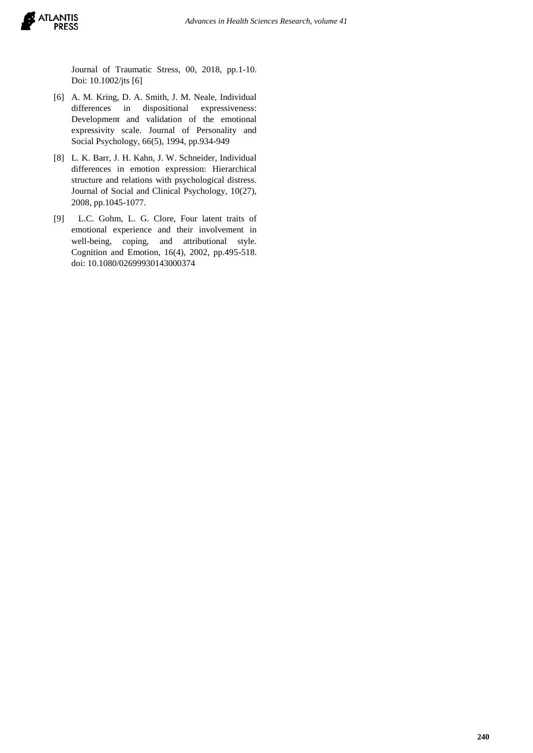Journal of Traumatic Stress, 00, 2018, pp.1-10. Doi: 10.1002/jts [6]

[6] A. M. Kring, D. A. Smith, J. M. Neale, Individual differences in dispositional expressiveness: Development and validation of the emotional expressivity scale. Journal of Personality and Social Psychology, 66(5), 1994, pp.934-949

[8] L. K. Barr, J. H. Kahn, J. W. Schneider, Individual differences in emotion expression: Hierarchical structure and relations with psychological distress. Journal of Social and Clinical Psychology, 10(27), 2008, pp.1045-1077.

[9] L.C. Gohm, L. G. Clore, Four latent traits of emotional experience and their involvement in well-being, coping, and attributional style. Cognition and Emotion, 16(4), 2002, pp.495-518. doi: 10.1080/02699930143000374